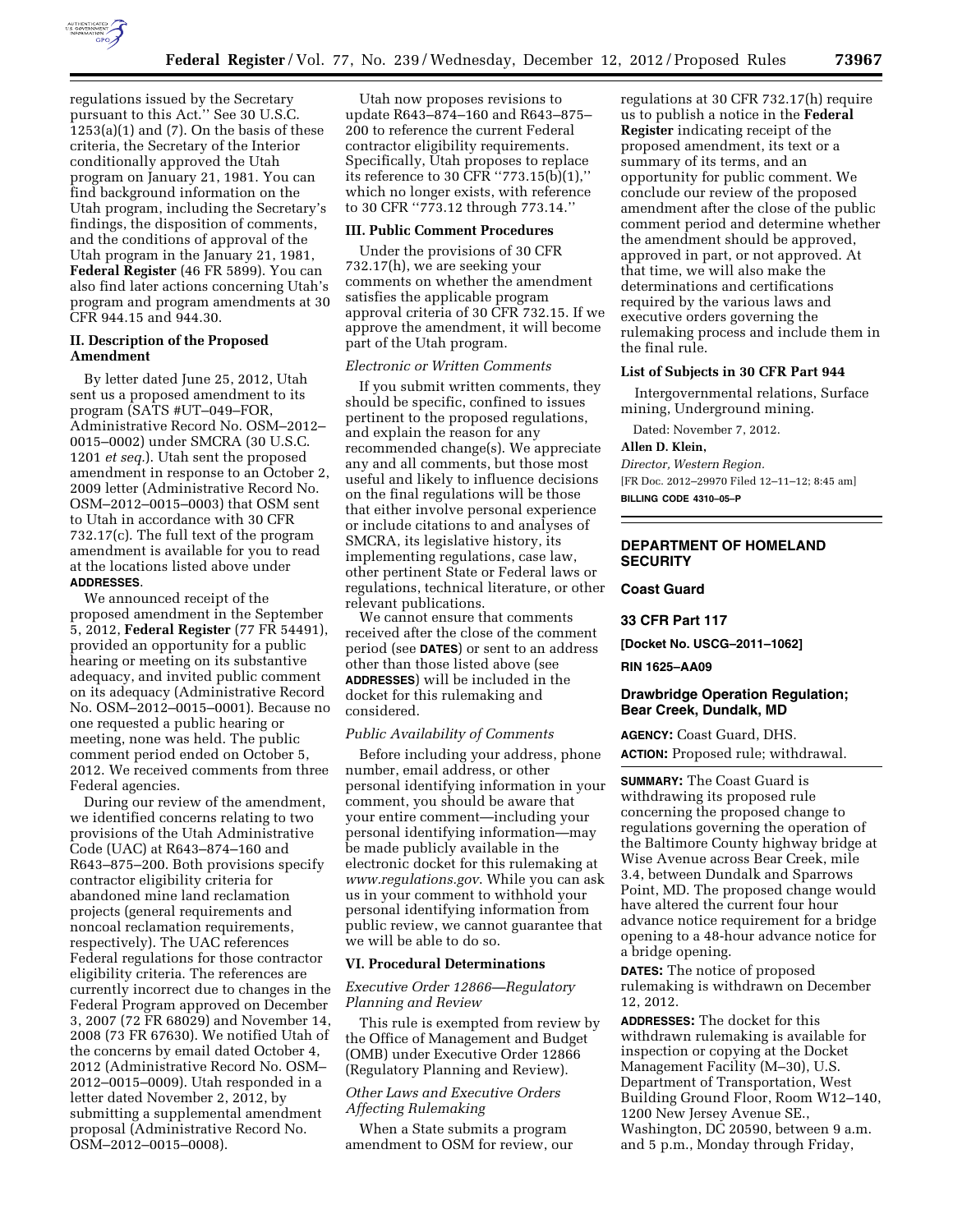regulations issued by the Secretary pursuant to this Act.'' See 30 U.S.C. 1253(a)(1) and (7). On the basis of these criteria, the Secretary of the Interior conditionally approved the Utah program on January 21, 1981. You can find background information on the Utah program, including the Secretary's findings, the disposition of comments, and the conditions of approval of the Utah program in the January 21, 1981, **Federal Register** (46 FR 5899). You can also find later actions concerning Utah's program and program amendments at 30 CFR 944.15 and 944.30.

## II. Description of the Proposed Amendment

By letter dated June 25, 2012, Utah sent us a proposed amendment to its program (SATS #UT–049–FOR, Administrative Record No. OSM–2012–0015–0002) under SMCRA (30 U.S.C. 1201 *et seq.*). Utah sent the proposed amendment in response to an October 2, 2009 letter (Administrative Record No. OSM–2012–0015–0003) that OSM sent to Utah in accordance with 30 CFR 732.17(c). The full text of the program amendment is available for you to read at the locations listed above under **ADDRESSES**.

We announced receipt of the proposed amendment in the September 5, 2012, **Federal Register** (77 FR 54491), provided an opportunity for a public hearing or meeting on its substantive adequacy, and invited public comment on its adequacy (Administrative Record No. OSM–2012–0015–0001). Because no one requested a public hearing or meeting, none was held. The public comment period ended on October 5, 2012. We received comments from three Federal agencies.

During our review of the amendment, we identified concerns relating to two provisions of the Utah Administrative Code (UAC) at R643–874–160 and R643–875–200. Both provisions specify contractor eligibility criteria for abandoned mine land reclamation projects (general requirements and noncoal reclamation requirements, respectively). The UAC references Federal regulations for those contractor eligibility criteria. The references are currently incorrect due to changes in the Federal Program approved on December 3, 2007 (72 FR 68029) and November 14, 2008 (73 FR 67630). We notified Utah of the concerns by email dated October 4, 2012 (Administrative Record No. OSM–2012–0015–0009). Utah responded in a letter dated November 2, 2012, by submitting a supplemental amendment proposal (Administrative Record No. OSM–2012–0015–0008).

Utah now proposes revisions to update R643–874–160 and R643–875–200 to reference the current Federal contractor eligibility requirements. Specifically, Utah proposes to replace its reference to 30 CFR ''773.15(b)(1),'' which no longer exists, with reference to 30 CFR ''773.12 through 773.14.''

## III. Public Comment Procedures

Under the provisions of 30 CFR 732.17(h), we are seeking your comments on whether the amendment satisfies the applicable program approval criteria of 30 CFR 732.15. If we approve the amendment, it will become part of the Utah program.

### *Electronic or Written Comments*

If you submit written comments, they should be specific, confined to issues pertinent to the proposed regulations, and explain the reason for any recommended change(s). We appreciate any and all comments, but those most useful and likely to influence decisions on the final regulations will be those that either involve personal experience or include citations to and analyses of SMCRA, its legislative history, its implementing regulations, case law, other pertinent State or Federal laws or regulations, technical literature, or other relevant publications.

We cannot ensure that comments received after the close of the comment period (see **DATES**) or sent to an address other than those listed above (see **ADDRESSES**) will be included in the docket for this rulemaking and considered.

### *Public Availability of Comments*

Before including your address, phone number, email address, or other personal identifying information in your comment, you should be aware that your entire comment—including your personal identifying information—may be made publicly available in the electronic docket for this rulemaking at *www.regulations.gov*. While you can ask us in your comment to withhold your personal identifying information from public review, we cannot guarantee that we will be able to do so.

## VI. Procedural Determinations

### *Executive Order 12866—Regulatory Planning and Review*

This rule is exempted from review by the Office of Management and Budget (OMB) under Executive Order 12866 (Regulatory Planning and Review).

### *Other Laws and Executive Orders Affecting Rulemaking*

When a State submits a program amendment to OSM for review, our regulations at 30 CFR 732.17(h) require us to publish a notice in the **Federal Register** indicating receipt of the proposed amendment, its text or a summary of its terms, and an opportunity for public comment. We conclude our review of the proposed amendment after the close of the public comment period and determine whether the amendment should be approved, approved in part, or not approved. At that time, we will also make the determinations and certifications required by the various laws and executive orders governing the rulemaking process and include them in the final rule.

### List of Subjects in 30 CFR Part 944

Intergovernmental relations, Surface mining, Underground mining.

Dated: November 7, 2012.

**Allen D. Klein,**

*Director, Western Region.*

[FR Doc. 2012–29970 Filed 12–11–12; 8:45 am]

**BILLING CODE 4310–05–P**

---

## DEPARTMENT OF HOMELAND SECURITY

## Coast Guard

## 33 CFR Part 117

**[Docket No. USCG–2011–1062]**

**RIN 1625–AA09**

## Drawbridge Operation Regulation; Bear Creek, Dundalk, MD

**AGENCY:** Coast Guard, DHS.

**ACTION:** Proposed rule; withdrawal.

**SUMMARY:** The Coast Guard is withdrawing its proposed rule concerning the proposed change to regulations governing the operation of the Baltimore County highway bridge at Wise Avenue across Bear Creek, mile 3.4, between Dundalk and Sparrows Point, MD. The proposed change would have altered the current four hour advance notice requirement for a bridge opening to a 48-hour advance notice for a bridge opening.

**DATES:** The notice of proposed rulemaking is withdrawn on December 12, 2012.

**ADDRESSES:** The docket for this withdrawn rulemaking is available for inspection or copying at the Docket Management Facility (M–30), U.S. Department of Transportation, West Building Ground Floor, Room W12–140, 1200 New Jersey Avenue SE., Washington, DC 20590, between 9 a.m. and 5 p.m., Monday through Friday,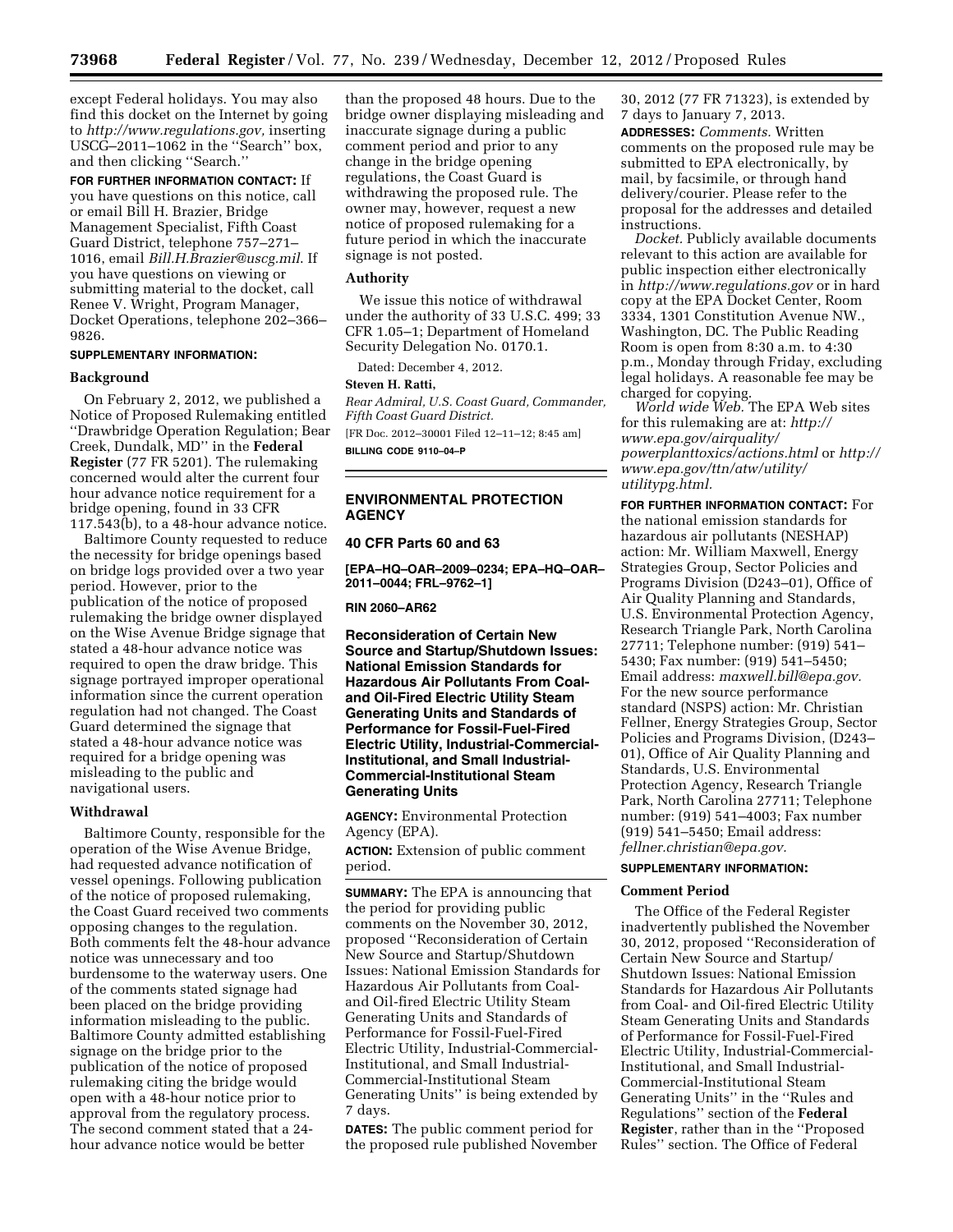except Federal holidays. You may also find this docket on the Internet by going to *http://www.regulations.gov,* inserting USCG–2011–1062 in the ''Search'' box, and then clicking ''Search.''

**FOR FURTHER INFORMATION CONTACT:** If you have questions on this notice, call or email Bill H. Brazier, Bridge Management Specialist, Fifth Coast Guard District, telephone 757–271–1016, email *Bill.H.Brazier@uscg.mil.* If you have questions on viewing or submitting material to the docket, call Renee V. Wright, Program Manager, Docket Operations, telephone 202–366–9826.

**SUPPLEMENTARY INFORMATION:**

### Background

On February 2, 2012, we published a Notice of Proposed Rulemaking entitled ''Drawbridge Operation Regulation; Bear Creek, Dundalk, MD'' in the **Federal Register** (77 FR 5201). The rulemaking concerned would alter the current four hour advance notice requirement for a bridge opening, found in 33 CFR 117.543(b), to a 48-hour advance notice.

Baltimore County requested to reduce the necessity for bridge openings based on bridge logs provided over a two year period. However, prior to the publication of the notice of proposed rulemaking the bridge owner displayed on the Wise Avenue Bridge signage that stated a 48-hour advance notice was required to open the draw bridge. This signage portrayed improper operational information since the current operation regulation had not changed. The Coast Guard determined the signage that stated a 48-hour advance notice was required for a bridge opening was misleading to the public and navigational users.

### Withdrawal

Baltimore County, responsible for the operation of the Wise Avenue Bridge, had requested advance notification of vessel openings. Following publication of the notice of proposed rulemaking, the Coast Guard received two comments opposing changes to the regulation. Both comments felt the 48-hour advance notice was unnecessary and too burdensome to the waterway users. One of the comments stated signage had been placed on the bridge providing information misleading to the public. Baltimore County admitted establishing signage on the bridge prior to the publication of the notice of proposed rulemaking citing the bridge would open with a 48-hour notice prior to approval from the regulatory process. The second comment stated that a 24-hour advance notice would be better than the proposed 48 hours. Due to the bridge owner displaying misleading and inaccurate signage during a public comment period and prior to any change in the bridge opening regulations, the Coast Guard is withdrawing the proposed rule. The owner may, however, request a new notice of proposed rulemaking for a future period in which the inaccurate signage is not posted.

### Authority

We issue this notice of withdrawal under the authority of 33 U.S.C. 499; 33 CFR 1.05–1; Department of Homeland Security Delegation No. 0170.1.

Dated: December 4, 2012.

**Steven H. Ratti,**

*Rear Admiral, U.S. Coast Guard, Commander, Fifth Coast Guard District.*

[FR Doc. 2012–30001 Filed 12–11–12; 8:45 am]

**BILLING CODE 9110–04–P**

---

## ENVIRONMENTAL PROTECTION AGENCY

### 40 CFR Parts 60 and 63

**[EPA–HQ–OAR–2009–0234; EPA–HQ–OAR–2011–0044; FRL–9762–1]**

**RIN 2060–AR62**

### Reconsideration of Certain New Source and Startup/Shutdown Issues: National Emission Standards for Hazardous Air Pollutants From Coal- and Oil-Fired Electric Utility Steam Generating Units and Standards of Performance for Fossil-Fuel-Fired Electric Utility, Industrial-Commercial-Institutional, and Small Industrial-Commercial-Institutional Steam Generating Units

**AGENCY:** Environmental Protection Agency (EPA).

**ACTION:** Extension of public comment period.

**SUMMARY:** The EPA is announcing that the period for providing public comments on the November 30, 2012, proposed ''Reconsideration of Certain New Source and Startup/Shutdown Issues: National Emission Standards for Hazardous Air Pollutants from Coal- and Oil-fired Electric Utility Steam Generating Units and Standards of Performance for Fossil-Fuel-Fired Electric Utility, Industrial-Commercial-Institutional, and Small Industrial-Commercial-Institutional Steam Generating Units'' is being extended by 7 days.

**DATES:** The public comment period for the proposed rule published November 30, 2012 (77 FR 71323), is extended by 7 days to January 7, 2013.

**ADDRESSES:** *Comments.* Written comments on the proposed rule may be submitted to EPA electronically, by mail, by facsimile, or through hand delivery/courier. Please refer to the proposal for the addresses and detailed instructions.

*Docket.* Publicly available documents relevant to this action are available for public inspection either electronically in *http://www.regulations.gov* or in hard copy at the EPA Docket Center, Room 3334, 1301 Constitution Avenue NW., Washington, DC. The Public Reading Room is open from 8:30 a.m. to 4:30 p.m., Monday through Friday, excluding legal holidays. A reasonable fee may be charged for copying.

*World wide Web.* The EPA Web sites for this rulemaking are at: *http://www.epa.gov/airquality/powerplanttoxics/actions.html* or *http://www.epa.gov/ttn/atw/utility/utilitypg.html.*

**FOR FURTHER INFORMATION CONTACT:** For the national emission standards for hazardous air pollutants (NESHAP) action: Mr. William Maxwell, Energy Strategies Group, Sector Policies and Programs Division (D243–01), Office of Air Quality Planning and Standards, U.S. Environmental Protection Agency, Research Triangle Park, North Carolina 27711; Telephone number: (919) 541–5430; Fax number: (919) 541–5450; Email address: *maxwell.bill@epa.gov.* For the new source performance standard (NSPS) action: Mr. Christian Fellner, Energy Strategies Group, Sector Policies and Programs Division, (D243–01), Office of Air Quality Planning and Standards, U.S. Environmental Protection Agency, Research Triangle Park, North Carolina 27711; Telephone number: (919) 541–4003; Fax number (919) 541–5450; Email address: *fellner.christian@epa.gov.*

**SUPPLEMENTARY INFORMATION:**

### Comment Period

The Office of the Federal Register inadvertently published the November 30, 2012, proposed ''Reconsideration of Certain New Source and Startup/Shutdown Issues: National Emission Standards for Hazardous Air Pollutants from Coal- and Oil-fired Electric Utility Steam Generating Units and Standards of Performance for Fossil-Fuel-Fired Electric Utility, Industrial-Commercial-Institutional, and Small Industrial-Commercial-Institutional Steam Generating Units'' in the ''Rules and Regulations'' section of the **Federal Register**, rather than in the ''Proposed Rules'' section. The Office of Federal